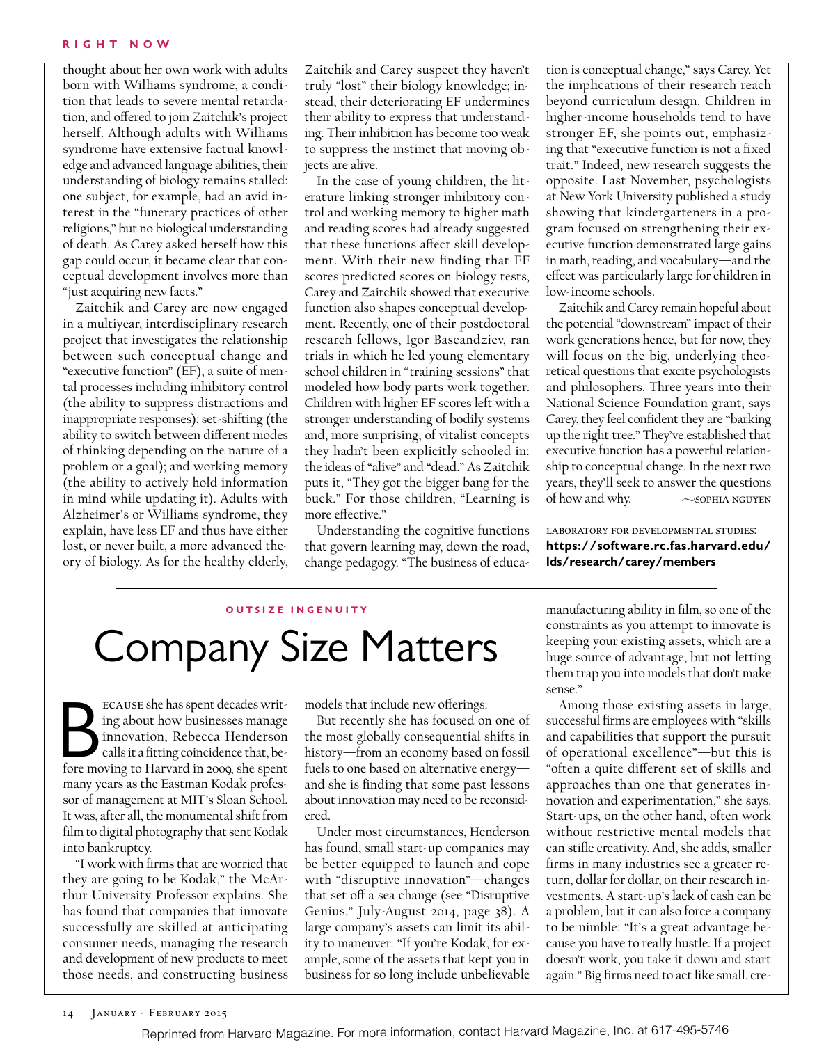thought about her own work with adults born with Williams syndrome, a condition that leads to severe mental retardation, and offered to join Zaitchik's project herself. Although adults with Williams syndrome have extensive factual knowledge and advanced language abilities, their understanding of biology remains stalled: one subject, for example, had an avid interest in the "funerary practices of other religions," but no biological understanding of death. As Carey asked herself how this gap could occur, it became clear that conceptual development involves more than "just acquiring new facts."

Zaitchik and Carey are now engaged in a multiyear, interdisciplinary research project that investigates the relationship between such conceptual change and "executive function" (EF), a suite of mental processes including inhibitory control (the ability to suppress distractions and inappropriate responses); set-shifting (the ability to switch between different modes of thinking depending on the nature of a problem or a goal); and working memory (the ability to actively hold information in mind while updating it). Adults with Alzheimer's or Williams syndrome, they explain, have less EF and thus have either lost, or never built, a more advanced theory of biology. As for the healthy elderly, Zaitchik and Carey suspect they haven't truly "lost" their biology knowledge; instead, their deteriorating EF undermines their ability to express that understanding. Their inhibition has become too weak to suppress the instinct that moving objects are alive.

In the case of young children, the literature linking stronger inhibitory control and working memory to higher math and reading scores had already suggested that these functions affect skill development. With their new finding that EF scores predicted scores on biology tests, Carey and Zaitchik showed that executive function also shapes conceptual development. Recently, one of their postdoctoral research fellows, Igor Bascandziev, ran trials in which he led young elementary school children in "training sessions" that modeled how body parts work together. Children with higher EF scores left with a stronger understanding of bodily systems and, more surprising, of vitalist concepts they hadn't been explicitly schooled in: the ideas of "alive" and "dead." As Zaitchik puts it, "They got the bigger bang for the buck." For those children, "Learning is more effective."

Understanding the cognitive functions that govern learning may, down the road, change pedagogy. "The business of education is conceptual change," says Carey. Yet the implications of their research reach beyond curriculum design. Children in higher-income households tend to have stronger EF, she points out, emphasizing that "executive function is not a fixed trait." Indeed, new research suggests the opposite. Last November, psychologists at New York University published a study showing that kindergarteners in a program focused on strengthening their executive function demonstrated large gains in math, reading, and vocabulary—and the effect was particularly large for children in low-income schools.

Zaitchik and Carey remain hopeful about the potential "downstream" impact of their work generations hence, but for now, they will focus on the big, underlying theoretical questions that excite psychologists and philosophers. Three years into their National Science Foundation grant, says Carey, they feel confident they are "barking up the right tree." They've established that executive function has a powerful relationship to conceptual change. In the next two years, they'll seek to answer the questions of how and why.

~SOPHIA NGUYEN

LABORATORY FOR DEVELOPMENTAL STUDIES:
**https://software.rc.fas.harvard.edu/lds/research/carey/members**

OUTSIZE INGENUITY

# Company Size Matters

Because she has spent decades writing about how businesses manage innovation, Rebecca Henderson calls it a fitting coincidence that, before moving to Harvard in 2009, she spent many years as the Eastman Kodak professor of management at MIT's Sloan School. It was, after all, the monumental shift from film to digital photography that sent Kodak into bankruptcy.

"I work with firms that are worried that they are going to be Kodak," the McArthur University Professor explains. She has found that companies that innovate successfully are skilled at anticipating consumer needs, managing the research and development of new products to meet those needs, and constructing business models that include new offerings.

But recently she has focused on one of the most globally consequential shifts in history—from an economy based on fossil fuels to one based on alternative energy—and she is finding that some past lessons about innovation may need to be reconsidered.

Under most circumstances, Henderson has found, small start-up companies may be better equipped to launch and cope with "disruptive innovation"—changes that set off a sea change (see "Disruptive Genius," July-August 2014, page 38). A large company's assets can limit its ability to maneuver. "If you're Kodak, for example, some of the assets that kept you in business for so long include unbelievable manufacturing ability in film, so one of the constraints as you attempt to innovate is keeping your existing assets, which are a huge source of advantage, but not letting them trap you into models that don't make sense."

Among those existing assets in large, successful firms are employees with "skills and capabilities that support the pursuit of operational excellence"—but this is "often a quite different set of skills and approaches than one that generates innovation and experimentation," she says. Start-ups, on the other hand, often work without restrictive mental models that can stifle creativity. And, she adds, smaller firms in many industries see a greater return, dollar for dollar, on their research investments. A start-up's lack of cash can be a problem, but it can also force a company to be nimble: "It's a great advantage because you have to really hustle. If a project doesn't work, you take it down and start again." Big firms need to act like small, cre-

Reprinted from Harvard Magazine. For more information, contact Harvard Magazine, Inc. at 617-495-5746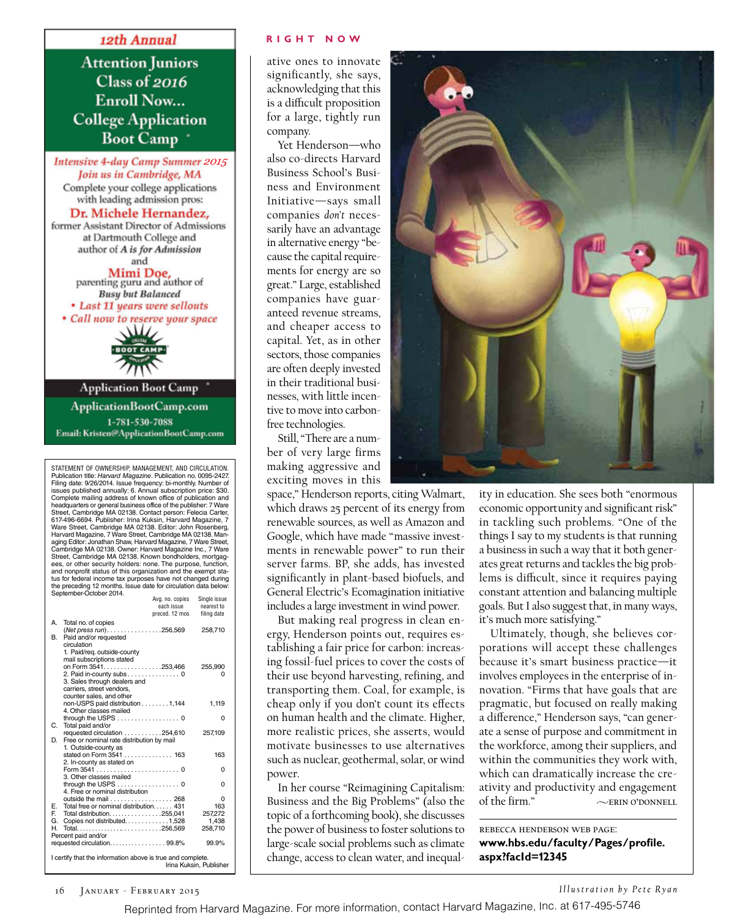## 12th Annual

**Attention Juniors Class of 2016 Enroll Now... College Application Boot Camp®**

*Intensive 4-day Camp Summer 2015*
*Join us in Cambridge, MA*

Complete your college applications with leading admission pros:

**Dr. Michele Hernandez,** former Assistant Director of Admissions at Dartmouth College and author of ***A is for Admission***

and

**Mimi Doe,** parenting guru and author of ***Busy but Balanced***

- *Last 11 years were sellouts*
- *Call now to reserve your space*

Application Boot Camp®
ApplicationBootCamp.com
1-781-530-7088
Email: Kristen@ApplicationBootCamp.com

STATEMENT OF OWNERSHIP, MANAGEMENT, AND CIRCULATION. Publication title: *Harvard Magazine*. Publication no. 0095-2427. Filing date: 9/26/2014. Issue frequency: bi-monthly. Number of issues published annually: 6. Annual subscription price: $30. Complete mailing address of known office of publication and headquarters or general business office of the publisher: 7 Ware Street, Cambridge MA 02138. Contact person: Felecia Carter, 617-496-6694. Publisher: Irina Kuksin, Harvard Magazine, 7 Ware Street, Cambridge MA 02138. Editor: John Rosenberg, Harvard Magazine, 7 Ware Street, Cambridge MA 02138. Managing Editor: Jonathan Shaw, Harvard Magazine, 7 Ware Street, Cambridge MA 02138. Owner: Harvard Magazine Inc., 7 Ware Street, Cambridge MA 02138. Known bondholders, mortgagees, or other security holders: none. The purpose, function, and nonprofit status of this organization and the exempt status for federal income tax purposes have not changed during the preceding 12 months. Issue date for circulation data below: September-October 2014.

| | | Avg. no. copies each issue preced. 12 mos | Single issue nearest to filing date |
|---|---|---|---|
| A. | Total no. of copies (*Net press run*) | 256,569 | 258,710 |
| B. | Paid and/or requested circulation | | |
| | 1. Paid/req. outside-county mail subscriptions stated on Form 3541 | 253,466 | 255,990 |
| | 2. Paid in-county subs | 0 | 0 |
| | 3. Sales through dealers and carriers, street vendors, counter sales, and other non-USPS paid distribution | 1,144 | 1,119 |
| | 4. Other classes mailed through the USPS | 0 | 0 |
| C. | Total paid and/or requested circulation | 254,610 | 257,109 |
| D. | Free or nominal rate distribution by mail | | |
| | 1. Outside-county as stated on Form 3541 | 163 | 163 |
| | 2. In-county as stated on Form 3541 | 0 | 0 |
| | 3. Other classes mailed through the USPS | 0 | 0 |
| | 4. Free or nominal distribution outside the mail | 268 | 0 |
| E. | Total free or nominal distribution | 431 | 163 |
| F. | Total distribution | 255,041 | 257,272 |
| G. | Copies not distributed | 1,528 | 1,438 |
| H. | Total | 256,569 | 258,710 |
| | Percent paid and/or requested circulation | 99.8% | 99.9% |

I certify that the information above is true and complete.
Irina Kuksin, Publisher

ative ones to innovate significantly, she says, acknowledging that this is a difficult proposition for a large, tightly run company.

Yet Henderson—who also co-directs Harvard Business School's Business and Environment Initiative—says small companies *don't* necessarily have an advantage in alternative energy "because the capital requirements for energy are so great." Large, established companies have guaranteed revenue streams, and cheaper access to capital. Yet, as in other sectors, those companies are often deeply invested in their traditional businesses, with little incentive to move into carbon-free technologies.

Still, "There are a number of very large firms making aggressive and exciting moves in this space," Henderson reports, citing Walmart, which draws 25 percent of its energy from renewable sources, as well as Amazon and Google, which have made "massive investments in renewable power" to run their server farms. BP, she adds, has invested significantly in plant-based biofuels, and General Electric's Ecomagination initiative includes a large investment in wind power.

But making real progress in clean energy, Henderson points out, requires establishing a fair price for carbon: increasing fossil-fuel prices to cover the costs of their use beyond harvesting, refining, and transporting them. Coal, for example, is cheap only if you don't count its effects on human health and the climate. Higher, more realistic prices, she asserts, would motivate businesses to use alternatives such as nuclear, geothermal, solar, or wind power.

In her course "Reimagining Capitalism: Business and the Big Problems" (also the topic of a forthcoming book), she discusses the power of business to foster solutions to large-scale social problems such as climate change, access to clean water, and inequality in education. She sees both "enormous economic opportunity and significant risk" in tackling such problems. "One of the things I say to my students is that running a business in such a way that it both generates great returns and tackles the big problems is difficult, since it requires paying constant attention and balancing multiple goals. But I also suggest that, in many ways, it's much more satisfying."

Ultimately, though, she believes corporations will accept these challenges because it's smart business practice—it involves employees in the enterprise of innovation. "Firms that have goals that are pragmatic, but focused on really making a difference," Henderson says, "can generate a sense of purpose and commitment in the workforce, among their suppliers, and within the communities they work with, which can dramatically increase the creativity and productivity and engagement of the firm."

~ERIN O'DONNELL

REBECCA HENDERSON WEB PAGE:
**www.hbs.edu/faculty/Pages/profile.aspx?facId=12345**

*Illustration by Pete Ryan*

Reprinted from Harvard Magazine. For more information, contact Harvard Magazine, Inc. at 617-495-5746